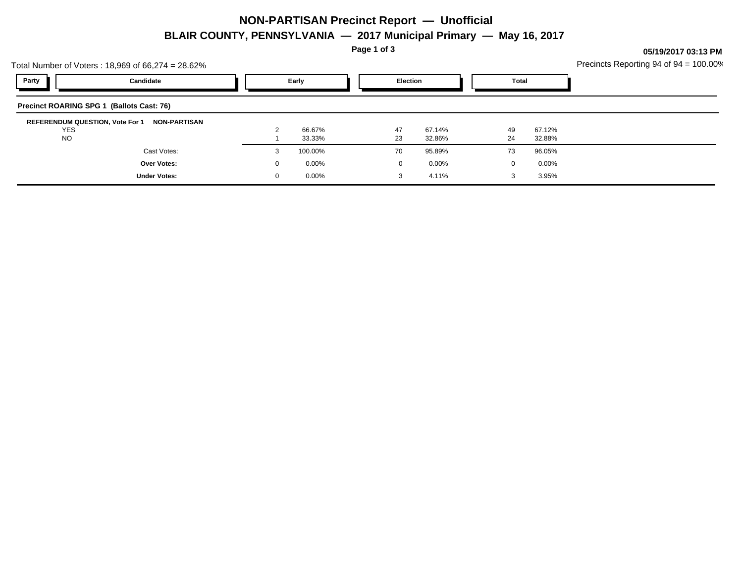# NON-PARTISAN Precinct Report — Unofficial

## BLAIR COUNTY, PENNSYLVANIA — 2017 Municipal Primary — May 16, 2017

05/19/2017 03:13 PM

Total Number of Voters : 18,969 of 66,274 = 28.62%

Precincts Reporting 94 of 94 = 100.00%

| Party | Candidate | Early | | Election | | Total | |
|---|---|---|---|---|---|---|---|
| **Precinct ROARING SPG 1 (Ballots Cast: 76)** | | | | | | | |
| **REFERENDUM QUESTION, Vote For 1** | **NON-PARTISAN** | | | | | | |
| | YES | 2 | 66.67% | 47 | 67.14% | 49 | 67.12% |
| | NO | 1 | 33.33% | 23 | 32.86% | 24 | 32.88% |
| | Cast Votes: | 3 | 100.00% | 70 | 95.89% | 73 | 96.05% |
| | **Over Votes:** | 0 | 0.00% | 0 | 0.00% | 0 | 0.00% |
| | **Under Votes:** | 0 | 0.00% | 3 | 4.11% | 3 | 3.95% |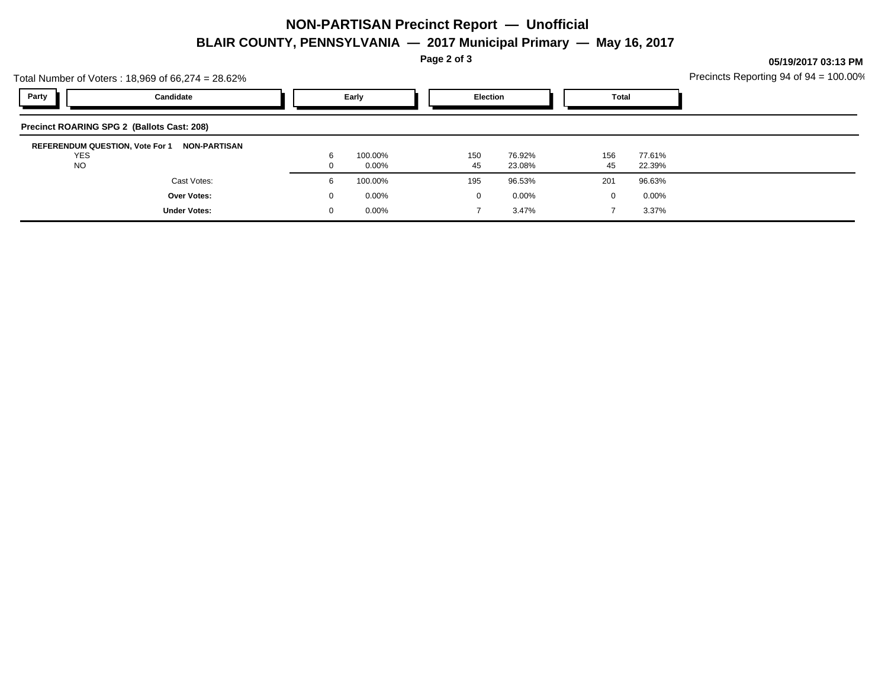# NON-PARTISAN Precinct Report — Unofficial

## BLAIR COUNTY, PENNSYLVANIA — 2017 Municipal Primary — May 16, 2017

**05/19/2017 03:13 PM**

Total Number of Voters : 18,969 of 66,274 = 28.62%

Precincts Reporting 94 of 94 = 100.00%

| Party | Candidate | Early | | Election | | Total | |
|---|---|---|---|---|---|---|---|
| **Precinct ROARING SPG 2 (Ballots Cast: 208)** | | | | | | | |
| **REFERENDUM QUESTION, Vote For 1** | **NON-PARTISAN** | | | | | | |
| | YES | 6 | 100.00% | 150 | 76.92% | 156 | 77.61% |
| | NO | 0 | 0.00% | 45 | 23.08% | 45 | 22.39% |
| | Cast Votes: | 6 | 100.00% | 195 | 96.53% | 201 | 96.63% |
| | **Over Votes:** | 0 | 0.00% | 0 | 0.00% | 0 | 0.00% |
| | **Under Votes:** | 0 | 0.00% | 7 | 3.47% | 7 | 3.37% |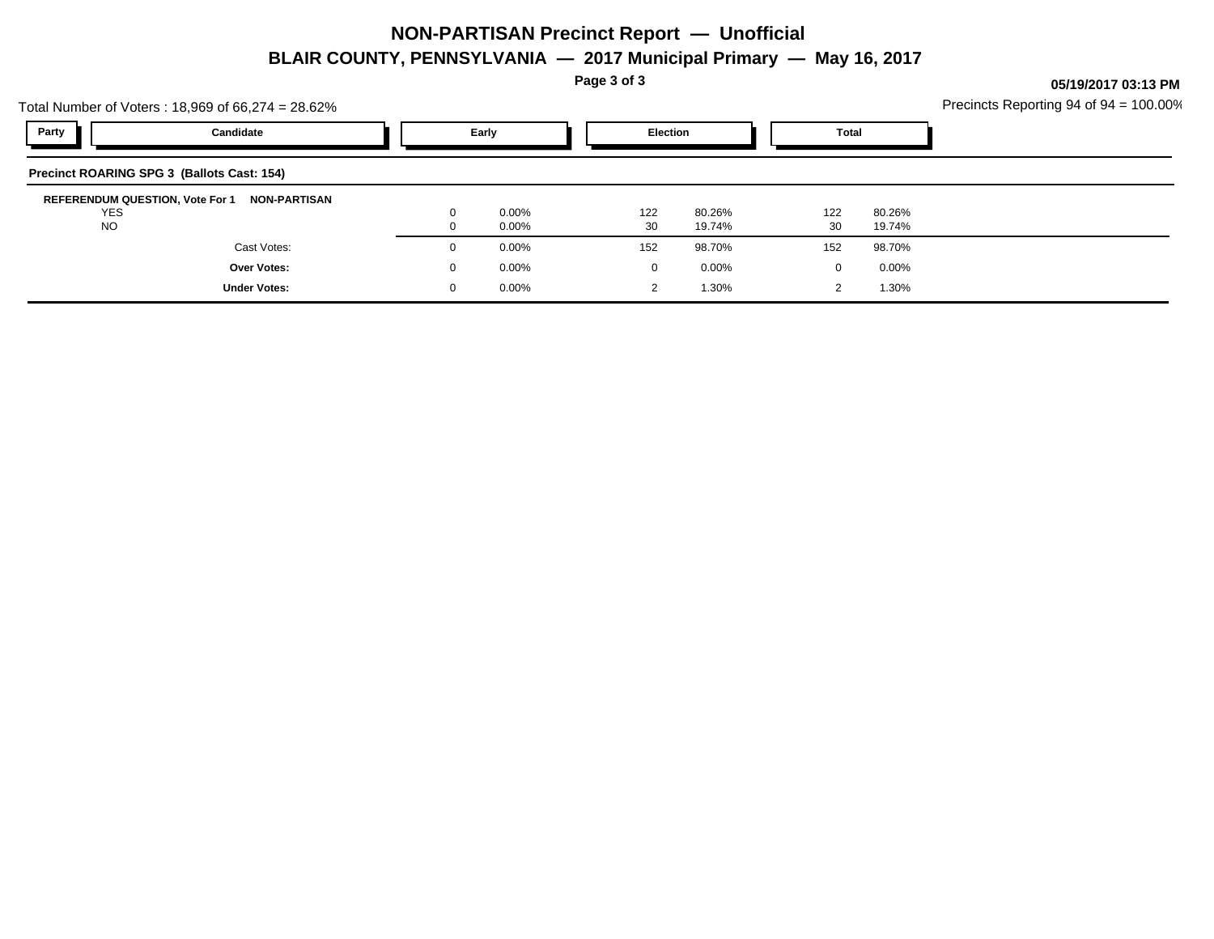# NON-PARTISAN Precinct Report — Unofficial

## BLAIR COUNTY, PENNSYLVANIA — 2017 Municipal Primary — May 16, 2017

05/19/2017 03:13 PM

Total Number of Voters : 18,969 of 66,274 = 28.62%

Precincts Reporting 94 of 94 = 100.00%

| Party | Candidate | Early | | Election | | Total | |
|---|---|---|---|---|---|---|---|
| **Precinct ROARING SPG 3 (Ballots Cast: 154)** | | | | | | | |
| **REFERENDUM QUESTION, Vote For 1** | **NON-PARTISAN** | | | | | | |
| | YES | 0 | 0.00% | 122 | 80.26% | 122 | 80.26% |
| | NO | 0 | 0.00% | 30 | 19.74% | 30 | 19.74% |
| | Cast Votes: | 0 | 0.00% | 152 | 98.70% | 152 | 98.70% |
| | **Over Votes:** | 0 | 0.00% | 0 | 0.00% | 0 | 0.00% |
| | **Under Votes:** | 0 | 0.00% | 2 | 1.30% | 2 | 1.30% |